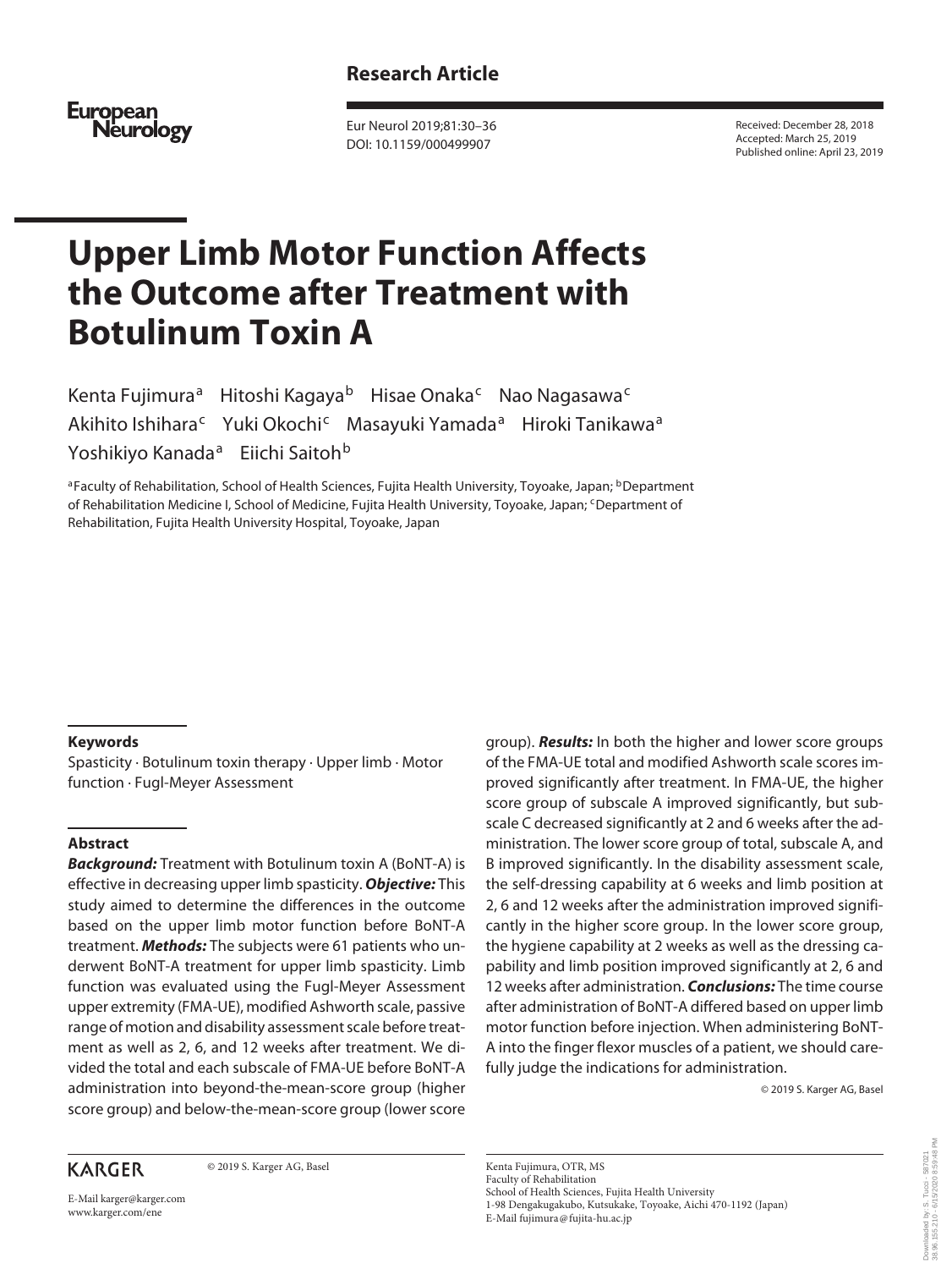**Research Article**

Received: December 28, 2018
Accepted: March 25, 2019
Published online: April 23, 2019

# Upper Limb Motor Function Affects the Outcome after Treatment with Botulinum Toxin A

Kenta Fujimura[a] Hitoshi Kagaya[b] Hisae Onaka[c] Nao Nagasawa[c] Akihito Ishihara[c] Yuki Okochi[c] Masayuki Yamada[a] Hiroki Tanikawa[a] Yoshikiyo Kanada[a] Eiichi Saitoh[b]

[a]Faculty of Rehabilitation, School of Health Sciences, Fujita Health University, Toyoake, Japan; [b]Department of Rehabilitation Medicine I, School of Medicine, Fujita Health University, Toyoake, Japan; [c]Department of Rehabilitation, Fujita Health University Hospital, Toyoake, Japan

## Keywords

Spasticity · Botulinum toxin therapy · Upper limb · Motor function · Fugl-Meyer Assessment

## Abstract

***Background:*** Treatment with Botulinum toxin A (BoNT-A) is effective in decreasing upper limb spasticity. ***Objective:*** This study aimed to determine the differences in the outcome based on the upper limb motor function before BoNT-A treatment. ***Methods:*** The subjects were 61 patients who underwent BoNT-A treatment for upper limb spasticity. Limb function was evaluated using the Fugl-Meyer Assessment upper extremity (FMA-UE), modified Ashworth scale, passive range of motion and disability assessment scale before treatment as well as 2, 6, and 12 weeks after treatment. We divided the total and each subscale of FMA-UE before BoNT-A administration into beyond-the-mean-score group (higher score group) and below-the-mean-score group (lower score group). ***Results:*** In both the higher and lower score groups of the FMA-UE total and modified Ashworth scale scores improved significantly after treatment. In FMA-UE, the higher score group of subscale A improved significantly, but subscale C decreased significantly at 2 and 6 weeks after the administration. The lower score group of total, subscale A, and B improved significantly. In the disability assessment scale, the self-dressing capability at 6 weeks and limb position at 2, 6 and 12 weeks after the administration improved significantly in the higher score group. In the lower score group, the hygiene capability at 2 weeks as well as the dressing capability and limb position improved significantly at 2, 6 and 12 weeks after administration. ***Conclusions:*** The time course after administration of BoNT-A differed based on upper limb motor function before injection. When administering BoNT-A into the finger flexor muscles of a patient, we should carefully judge the indications for administration.

© 2019 S. Karger AG, Basel

© 2019 S. Karger AG, Basel

E-Mail karger@karger.com
www.karger.com/ene

Kenta Fujimura, OTR, MS
Faculty of Rehabilitation
School of Health Sciences, Fujita Health University
1-98 Dengakugakubo, Kutsukake, Toyoake, Aichi 470-1192 (Japan)
E-Mail fujimura@fujita-hu.ac.jp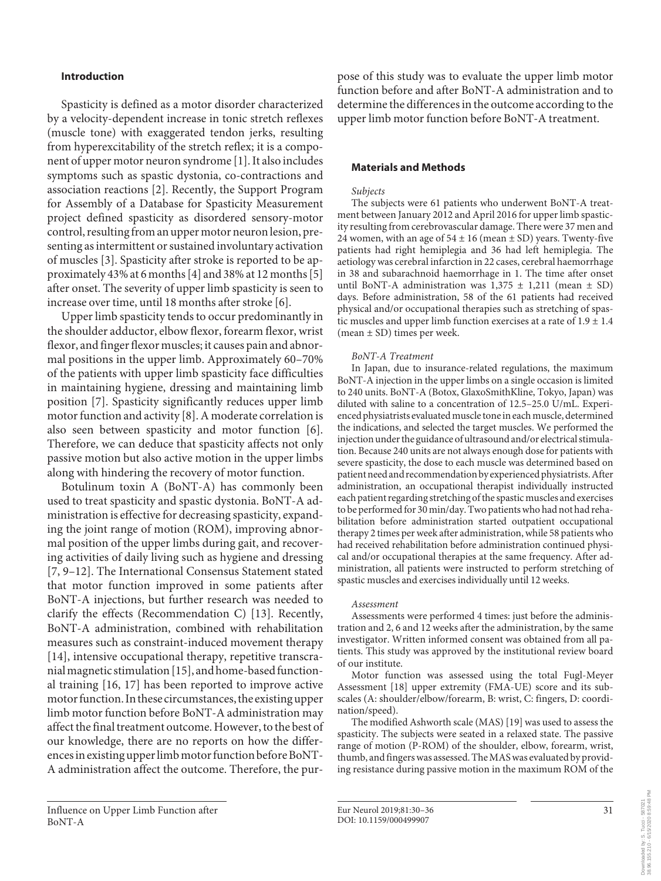## Introduction

Spasticity is defined as a motor disorder characterized by a velocity-dependent increase in tonic stretch reflexes (muscle tone) with exaggerated tendon jerks, resulting from hyperexcitability of the stretch reflex; it is a component of upper motor neuron syndrome [1]. It also includes symptoms such as spastic dystonia, co-contractions and association reactions [2]. Recently, the Support Program for Assembly of a Database for Spasticity Measurement project defined spasticity as disordered sensory-motor control, resulting from an upper motor neuron lesion, presenting as intermittent or sustained involuntary activation of muscles [3]. Spasticity after stroke is reported to be approximately 43% at 6 months [4] and 38% at 12 months [5] after onset. The severity of upper limb spasticity is seen to increase over time, until 18 months after stroke [6].

Upper limb spasticity tends to occur predominantly in the shoulder adductor, elbow flexor, forearm flexor, wrist flexor, and finger flexor muscles; it causes pain and abnormal positions in the upper limb. Approximately 60–70% of the patients with upper limb spasticity face difficulties in maintaining hygiene, dressing and maintaining limb position [7]. Spasticity significantly reduces upper limb motor function and activity [8]. A moderate correlation is also seen between spasticity and motor function [6]. Therefore, we can deduce that spasticity affects not only passive motion but also active motion in the upper limbs along with hindering the recovery of motor function.

Botulinum toxin A (BoNT-A) has commonly been used to treat spasticity and spastic dystonia. BoNT-A administration is effective for decreasing spasticity, expanding the joint range of motion (ROM), improving abnormal position of the upper limbs during gait, and recovering activities of daily living such as hygiene and dressing [7, 9–12]. The International Consensus Statement stated that motor function improved in some patients after BoNT-A injections, but further research was needed to clarify the effects (Recommendation C) [13]. Recently, BoNT-A administration, combined with rehabilitation measures such as constraint-induced movement therapy [14], intensive occupational therapy, repetitive transcranial magnetic stimulation [15], and home-based functional training [16, 17] has been reported to improve active motor function. In these circumstances, the existing upper limb motor function before BoNT-A administration may affect the final treatment outcome. However, to the best of our knowledge, there are no reports on how the differences in existing upper limb motor function before BoNT-A administration affect the outcome. Therefore, the purpose of this study was to evaluate the upper limb motor function before and after BoNT-A administration and to determine the differences in the outcome according to the upper limb motor function before BoNT-A treatment.

## Materials and Methods

*Subjects*

The subjects were 61 patients who underwent BoNT-A treatment between January 2012 and April 2016 for upper limb spasticity resulting from cerebrovascular damage. There were 37 men and 24 women, with an age of 54 ± 16 (mean ± SD) years. Twenty-five patients had right hemiplegia and 36 had left hemiplegia. The aetiology was cerebral infarction in 22 cases, cerebral haemorrhage in 38 and subarachnoid haemorrhage in 1. The time after onset until BoNT-A administration was 1,375 ± 1,211 (mean ± SD) days. Before administration, 58 of the 61 patients had received physical and/or occupational therapies such as stretching of spastic muscles and upper limb function exercises at a rate of 1.9 ± 1.4 (mean ± SD) times per week.

*BoNT-A Treatment*

In Japan, due to insurance-related regulations, the maximum BoNT-A injection in the upper limbs on a single occasion is limited to 240 units. BoNT-A (Botox, GlaxoSmithKline, Tokyo, Japan) was diluted with saline to a concentration of 12.5–25.0 U/mL. Experienced physiatrists evaluated muscle tone in each muscle, determined the indications, and selected the target muscles. We performed the injection under the guidance of ultrasound and/or electrical stimulation. Because 240 units are not always enough dose for patients with severe spasticity, the dose to each muscle was determined based on patient need and recommendation by experienced physiatrists. After administration, an occupational therapist individually instructed each patient regarding stretching of the spastic muscles and exercises to be performed for 30 min/day. Two patients who had not had rehabilitation before administration started outpatient occupational therapy 2 times per week after administration, while 58 patients who had received rehabilitation before administration continued physical and/or occupational therapies at the same frequency. After administration, all patients were instructed to perform stretching of spastic muscles and exercises individually until 12 weeks.

*Assessment*

Assessments were performed 4 times: just before the administration and 2, 6 and 12 weeks after the administration, by the same investigator. Written informed consent was obtained from all patients. This study was approved by the institutional review board of our institute.

Motor function was assessed using the total Fugl-Meyer Assessment [18] upper extremity (FMA-UE) score and its subscales (A: shoulder/elbow/forearm, B: wrist, C: fingers, D: coordination/speed).

The modified Ashworth scale (MAS) [19] was used to assess the spasticity. The subjects were seated in a relaxed state. The passive range of motion (P-ROM) of the shoulder, elbow, forearm, wrist, thumb, and fingers was assessed. The MAS was evaluated by providing resistance during passive motion in the maximum ROM of the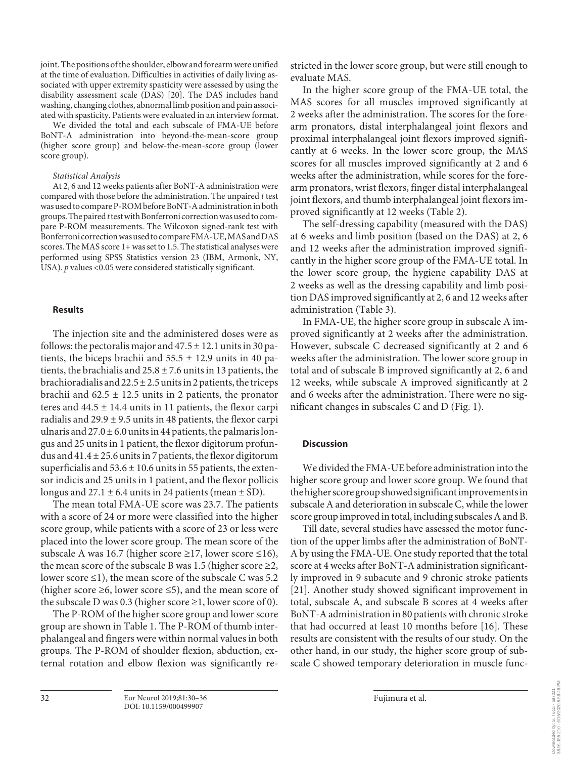joint. The positions of the shoulder, elbow and forearm were unified at the time of evaluation. Difficulties in activities of daily living associated with upper extremity spasticity were assessed by using the disability assessment scale (DAS) [20]. The DAS includes hand washing, changing clothes, abnormal limb position and pain associated with spasticity. Patients were evaluated in an interview format.

We divided the total and each subscale of FMA-UE before BoNT-A administration into beyond-the-mean-score group (higher score group) and below-the-mean-score group (lower score group).

*Statistical Analysis*

At 2, 6 and 12 weeks patients after BoNT-A administration were compared with those before the administration. The unpaired *t* test was used to compare P-ROM before BoNT-A administration in both groups. The paired *t* test with Bonferroni correction was used to compare P-ROM measurements. The Wilcoxon signed-rank test with Bonferroni correction was used to compare FMA-UE, MAS and DAS scores. The MAS score 1+ was set to 1.5. The statistical analyses were performed using SPSS Statistics version 23 (IBM, Armonk, NY, USA). *p* values <0.05 were considered statistically significant.

## Results

The injection site and the administered doses were as follows: the pectoralis major and 47.5 ± 12.1 units in 30 patients, the biceps brachii and 55.5 ± 12.9 units in 40 patients, the brachialis and 25.8 ± 7.6 units in 13 patients, the brachioradialis and 22.5 ± 2.5 units in 2 patients, the triceps brachii and 62.5 ± 12.5 units in 2 patients, the pronator teres and 44.5 ± 14.4 units in 11 patients, the flexor carpi radialis and 29.9 ± 9.5 units in 48 patients, the flexor carpi ulnaris and 27.0 ± 6.0 units in 44 patients, the palmaris longus and 25 units in 1 patient, the flexor digitorum profundus and 41.4 ± 25.6 units in 7 patients, the flexor digitorum superficialis and 53.6 ± 10.6 units in 55 patients, the extensor indicis and 25 units in 1 patient, and the flexor pollicis longus and 27.1 ± 6.4 units in 24 patients (mean ± SD).

The mean total FMA-UE score was 23.7. The patients with a score of 24 or more were classified into the higher score group, while patients with a score of 23 or less were placed into the lower score group. The mean score of the subscale A was 16.7 (higher score ≥17, lower score ≤16), the mean score of the subscale B was 1.5 (higher score ≥2, lower score ≤1), the mean score of the subscale C was 5.2 (higher score ≥6, lower score ≤5), and the mean score of the subscale D was 0.3 (higher score ≥1, lower score of 0).

The P-ROM of the higher score group and lower score group are shown in Table 1. The P-ROM of thumb interphalangeal and fingers were within normal values in both groups. The P-ROM of shoulder flexion, abduction, external rotation and elbow flexion was significantly restricted in the lower score group, but were still enough to evaluate MAS.

In the higher score group of the FMA-UE total, the MAS scores for all muscles improved significantly at 2 weeks after the administration. The scores for the forearm pronators, distal interphalangeal joint flexors and proximal interphalangeal joint flexors improved significantly at 6 weeks. In the lower score group, the MAS scores for all muscles improved significantly at 2 and 6 weeks after the administration, while scores for the forearm pronators, wrist flexors, finger distal interphalangeal joint flexors, and thumb interphalangeal joint flexors improved significantly at 12 weeks (Table 2).

The self-dressing capability (measured with the DAS) at 6 weeks and limb position (based on the DAS) at 2, 6 and 12 weeks after the administration improved significantly in the higher score group of the FMA-UE total. In the lower score group, the hygiene capability DAS at 2 weeks as well as the dressing capability and limb position DAS improved significantly at 2, 6 and 12 weeks after administration (Table 3).

In FMA-UE, the higher score group in subscale A improved significantly at 2 weeks after the administration. However, subscale C decreased significantly at 2 and 6 weeks after the administration. The lower score group in total and of subscale B improved significantly at 2, 6 and 12 weeks, while subscale A improved significantly at 2 and 6 weeks after the administration. There were no significant changes in subscales C and D (Fig. 1).

## Discussion

We divided the FMA-UE before administration into the higher score group and lower score group. We found that the higher score group showed significant improvements in subscale A and deterioration in subscale C, while the lower score group improved in total, including subscales A and B.

Till date, several studies have assessed the motor function of the upper limbs after the administration of BoNT-A by using the FMA-UE. One study reported that the total score at 4 weeks after BoNT-A administration significantly improved in 9 subacute and 9 chronic stroke patients [21]. Another study showed significant improvement in total, subscale A, and subscale B scores at 4 weeks after BoNT-A administration in 80 patients with chronic stroke that had occurred at least 10 months before [16]. These results are consistent with the results of our study. On the other hand, in our study, the higher score group of subscale C showed temporary deterioration in muscle func-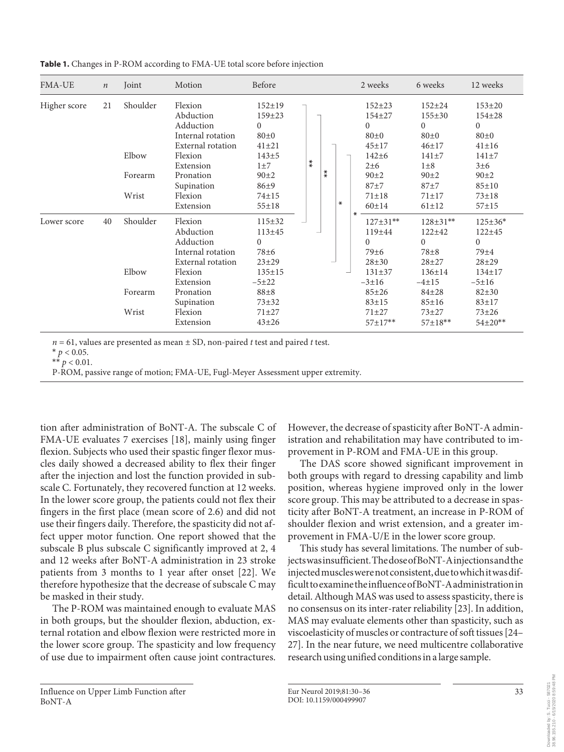**Table 1.** Changes in P-ROM according to FMA-UE total score before injection

| FMA-UE | $n$ | Joint | Motion | Before | 2 weeks | 6 weeks | 12 weeks |
|---|---|---|---|---|---|---|---|
| Higher score | 21 | Shoulder | Flexion | 152±19 | 152±23 | 152±24 | 153±20 |
| | | | Abduction | 159±23 | 154±27 | 155±30 | 154±28 |
| | | | Adduction | 0 | 0 | 0 | 0 |
| | | | Internal rotation | 80±0 | 80±0 | 80±0 | 80±0 |
| | | | External rotation | 41±21 | 45±17 | 46±17 | 41±16 |
| | | Elbow | Flexion | 143±5 | 142±6 | 141±7 | 141±7 |
| | | | Extension | 1±7 | 2±6 | 1±8 | 3±6 |
| | | Forearm | Pronation | 90±2 | 90±2 | 90±2 | 90±2 |
| | | | Supination | 86±9 | 87±7 | 87±7 | 85±10 |
| | | Wrist | Flexion | 74±15 | 71±18 | 71±17 | 73±18 |
| | | | Extension | 55±18 | 60±14 | 61±12 | 57±15 |
| Lower score | 40 | Shoulder | Flexion | 115±32 | 127±31** | 128±31** | 125±36* |
| | | | Abduction | 113±45 | 119±44 | 122±42 | 122±45 |
| | | | Adduction | 0 | 0 | 0 | 0 |
| | | | Internal rotation | 78±6 | 79±6 | 78±8 | 79±4 |
| | | | External rotation | 23±29 | 28±30 | 28±27 | 28±29 |
| | | Elbow | Flexion | 135±15 | 131±37 | 136±14 | 134±17 |
| | | | Extension | –5±22 | –3±16 | –4±15 | –5±16 |
| | | Forearm | Pronation | 88±8 | 85±26 | 84±28 | 82±30 |
| | | | Supination | 73±32 | 83±15 | 85±16 | 83±17 |
| | | Wrist | Flexion | 71±27 | 71±27 | 73±27 | 73±26 |
| | | | Extension | 43±26 | 57±17** | 57±18** | 54±20** |

Between-group comparisons of Before values (brackets in original): shoulder flexion **, shoulder abduction **, shoulder external rotation *, elbow flexion *.

$n$ = 61, values are presented as mean ± SD, non-paired $t$ test and paired $t$ test.
\* $p < 0.05$.
\*\* $p < 0.01$.
P-ROM, passive range of motion; FMA-UE, Fugl-Meyer Assessment upper extremity.

tion after administration of BoNT-A. The subscale C of FMA-UE evaluates 7 exercises [18], mainly using finger flexion. Subjects who used their spastic finger flexor muscles daily showed a decreased ability to flex their finger after the injection and lost the function provided in subscale C. Fortunately, they recovered function at 12 weeks. In the lower score group, the patients could not flex their fingers in the first place (mean score of 2.6) and did not use their fingers daily. Therefore, the spasticity did not affect upper motor function. One report showed that the subscale B plus subscale C significantly improved at 2, 4 and 12 weeks after BoNT-A administration in 23 stroke patients from 3 months to 1 year after onset [22]. We therefore hypothesize that the decrease of subscale C may be masked in their study.

The P-ROM was maintained enough to evaluate MAS in both groups, but the shoulder flexion, abduction, external rotation and elbow flexion were restricted more in the lower score group. The spasticity and low frequency of use due to impairment often cause joint contractures. However, the decrease of spasticity after BoNT-A administration and rehabilitation may have contributed to improvement in P-ROM and FMA-UE in this group.

The DAS score showed significant improvement in both groups with regard to dressing capability and limb position, whereas hygiene improved only in the lower score group. This may be attributed to a decrease in spasticity after BoNT-A treatment, an increase in P-ROM of shoulder flexion and wrist extension, and a greater improvement in FMA-U/E in the lower score group.

This study has several limitations. The number of subjects was insufficient. The dose of BoNT-A injections and the injected muscles were not consistent, due to which it was difficult to examine the influence of BoNT-A administration in detail. Although MAS was used to assess spasticity, there is no consensus on its inter-rater reliability [23]. In addition, MAS may evaluate elements other than spasticity, such as viscoelasticity of muscles or contracture of soft tissues [24–27]. In the near future, we need multicentre collaborative research using unified conditions in a large sample.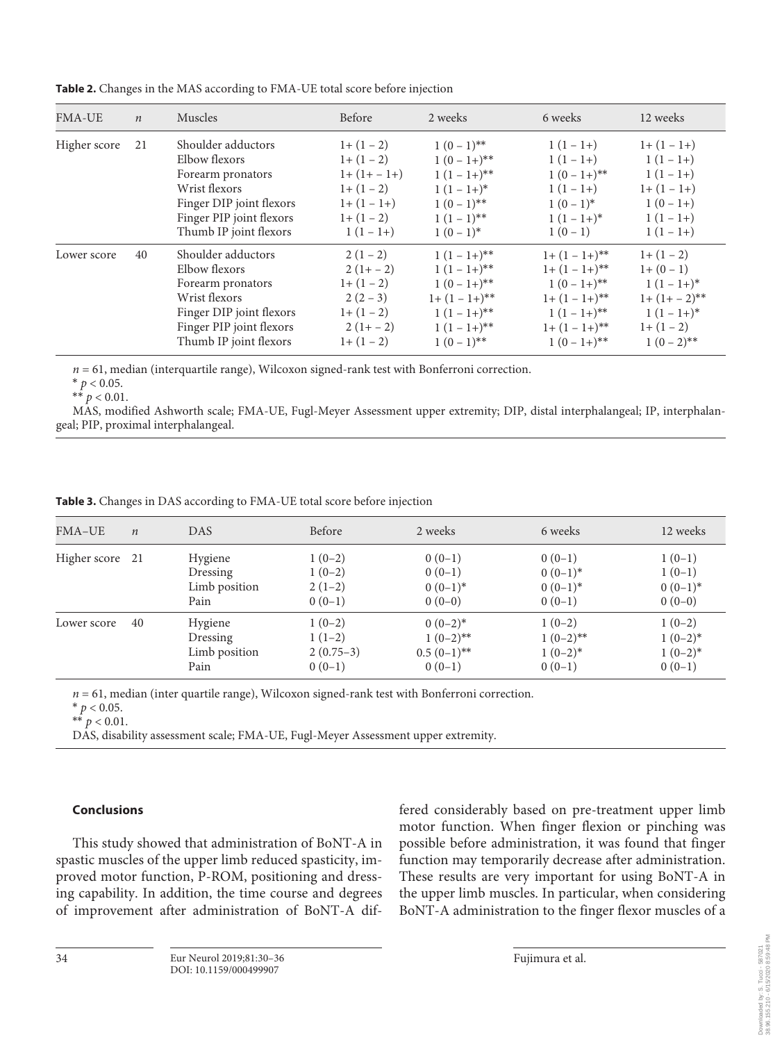**Table 2.** Changes in the MAS according to FMA-UE total score before injection

| FMA-UE | $n$ | Muscles | Before | 2 weeks | 6 weeks | 12 weeks |
|---|---|---|---|---|---|---|
| Higher score | 21 | Shoulder adductors | 1+ (1 – 2) | 1 (0 – 1)** | 1 (1 – 1+) | 1+ (1 – 1+) |
| | | Elbow flexors | 1+ (1 – 2) | 1 (0 – 1+)** | 1 (1 – 1+) | 1 (1 – 1+) |
| | | Forearm pronators | 1+ (1+ – 1+) | 1 (1 – 1+)** | 1 (0 – 1+)** | 1 (1 – 1+) |
| | | Wrist flexors | 1+ (1 – 2) | 1 (1 – 1+)* | 1 (1 – 1+) | 1+ (1 – 1+) |
| | | Finger DIP joint flexors | 1+ (1 – 1+) | 1 (0 – 1)** | 1 (0 – 1)* | 1 (0 – 1+) |
| | | Finger PIP joint flexors | 1+ (1 – 2) | 1 (1 – 1)** | 1 (1 – 1+)* | 1 (1 – 1+) |
| | | Thumb IP joint flexors | 1 (1 – 1+) | 1 (0 – 1)* | 1 (0 – 1) | 1 (1 – 1+) |
| Lower score | 40 | Shoulder adductors | 2 (1 – 2) | 1 (1 – 1+)** | 1+ (1 – 1+)** | 1+ (1 – 2) |
| | | Elbow flexors | 2 (1+ – 2) | 1 (1 – 1+)** | 1+ (1 – 1+)** | 1+ (0 – 1) |
| | | Forearm pronators | 1+ (1 – 2) | 1 (0 – 1+)** | 1 (0 – 1+)** | 1 (1 – 1+)* |
| | | Wrist flexors | 2 (2 – 3) | 1+ (1 – 1+)** | 1+ (1 – 1+)** | 1+ (1+ – 2)** |
| | | Finger DIP joint flexors | 1+ (1 – 2) | 1 (1 – 1+)** | 1 (1 – 1+)** | 1 (1 – 1+)* |
| | | Finger PIP joint flexors | 2 (1+ – 2) | 1 (1 – 1+)** | 1+ (1 – 1+)** | 1+ (1 – 2) |
| | | Thumb IP joint flexors | 1+ (1 – 2) | 1 (0 – 1)** | 1 (0 – 1+)** | 1 (0 – 2)** |

$n = 61$, median (interquartile range), Wilcoxon signed-rank test with Bonferroni correction.

* $p < 0.05$.

** $p < 0.01$.

MAS, modified Ashworth scale; FMA-UE, Fugl-Meyer Assessment upper extremity; DIP, distal interphalangeal; IP, interphalangeal; PIP, proximal interphalangeal.

**Table 3.** Changes in DAS according to FMA-UE total score before injection

| FMA–UE | $n$ | DAS | Before | 2 weeks | 6 weeks | 12 weeks |
|---|---|---|---|---|---|---|
| Higher score | 21 | Hygiene | 1 (0–2) | 0 (0–1) | 0 (0–1) | 1 (0–1) |
| | | Dressing | 1 (0–2) | 0 (0–1) | 0 (0–1)* | 1 (0–1) |
| | | Limb position | 2 (1–2) | 0 (0–1)* | 0 (0–1)* | 0 (0–1)* |
| | | Pain | 0 (0–1) | 0 (0–0) | 0 (0–1) | 0 (0–0) |
| Lower score | 40 | Hygiene | 1 (0–2) | 0 (0–2)* | 1 (0–2) | 1 (0–2) |
| | | Dressing | 1 (1–2) | 1 (0–2)** | 1 (0–2)** | 1 (0–2)* |
| | | Limb position | 2 (0.75–3) | 0.5 (0–1)** | 1 (0–2)* | 1 (0–2)* |
| | | Pain | 0 (0–1) | 0 (0–1) | 0 (0–1) | 0 (0–1) |

$n = 61$, median (inter quartile range), Wilcoxon signed-rank test with Bonferroni correction.

* $p < 0.05$.

** $p < 0.01$.

DAS, disability assessment scale; FMA-UE, Fugl-Meyer Assessment upper extremity.

## Conclusions

This study showed that administration of BoNT-A in spastic muscles of the upper limb reduced spasticity, improved motor function, P-ROM, positioning and dressing capability. In addition, the time course and degrees of improvement after administration of BoNT-A differed considerably based on pre-treatment upper limb motor function. When finger flexion or pinching was possible before administration, it was found that finger function may temporarily decrease after administration. These results are very important for using BoNT-A in the upper limb muscles. In particular, when considering BoNT-A administration to the finger flexor muscles of a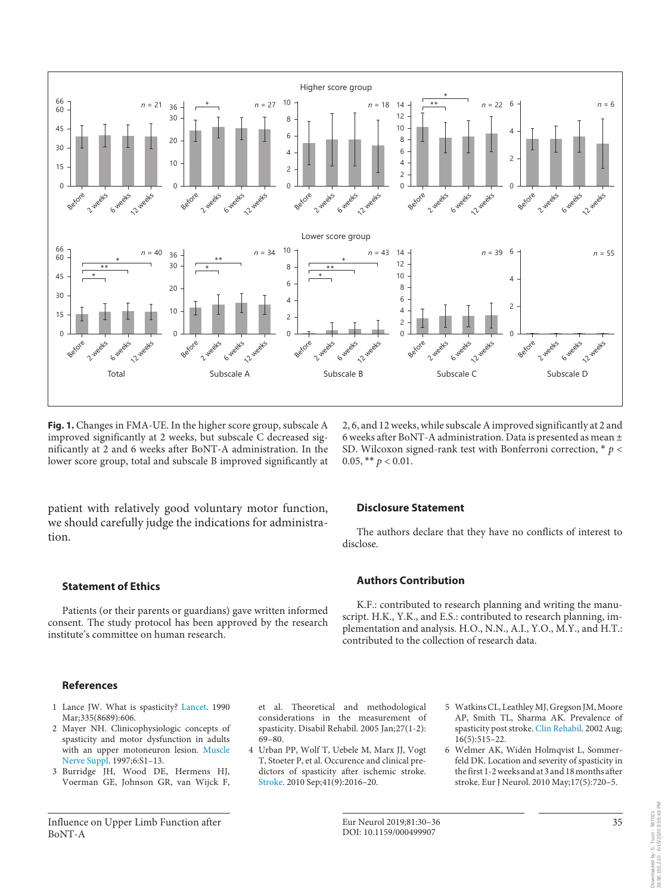Fig. 1. Changes in FMA-UE. In the higher score group, subscale A improved significantly at 2 weeks, but subscale C decreased significantly at 2 and 6 weeks after BoNT-A administration. In the lower score group, total and subscale B improved significantly at 2, 6, and 12 weeks, while subscale A improved significantly at 2 and 6 weeks after BoNT-A administration. Data is presented as mean ± SD. Wilcoxon signed-rank test with Bonferroni correction, * $p < 0.05$, ** $p < 0.01$.

patient with relatively good voluntary motor function, we should carefully judge the indications for administration.

## Statement of Ethics

Patients (or their parents or guardians) gave written informed consent. The study protocol has been approved by the research institute's committee on human research.

## Disclosure Statement

The authors declare that they have no conflicts of interest to disclose.

## Authors Contribution

K.F.: contributed to research planning and writing the manuscript. H.K., Y.K., and E.S.: contributed to research planning, implementation and analysis. H.O., N.N., A.I., Y.O., M.Y., and H.T.: contributed to the collection of research data.

## References

1. Lance JW. What is spasticity? Lancet. 1990 Mar;335(8689):606.
2. Mayer NH. Clinicophysiologic concepts of spasticity and motor dysfunction in adults with an upper motoneuron lesion. Muscle Nerve Suppl. 1997;6:S1–13.
3. Burridge JH, Wood DE, Hermens HJ, Voerman GE, Johnson GR, van Wijck F, et al. Theoretical and methodological considerations in the measurement of spasticity. Disabil Rehabil. 2005 Jan;27(1-2):69–80.
4. Urban PP, Wolf T, Uebele M, Marx JJ, Vogt T, Stoeter P, et al. Occurence and clinical predictors of spasticity after ischemic stroke. Stroke. 2010 Sep;41(9):2016–20.
5. Watkins CL, Leathley MJ, Gregson JM, Moore AP, Smith TL, Sharma AK. Prevalence of spasticity post stroke. Clin Rehabil. 2002 Aug;16(5):515–22.
6. Welmer AK, Widén Holmqvist L, Sommerfeld DK. Location and severity of spasticity in the first 1-2 weeks and at 3 and 18 months after stroke. Eur J Neurol. 2010 May;17(5):720–5.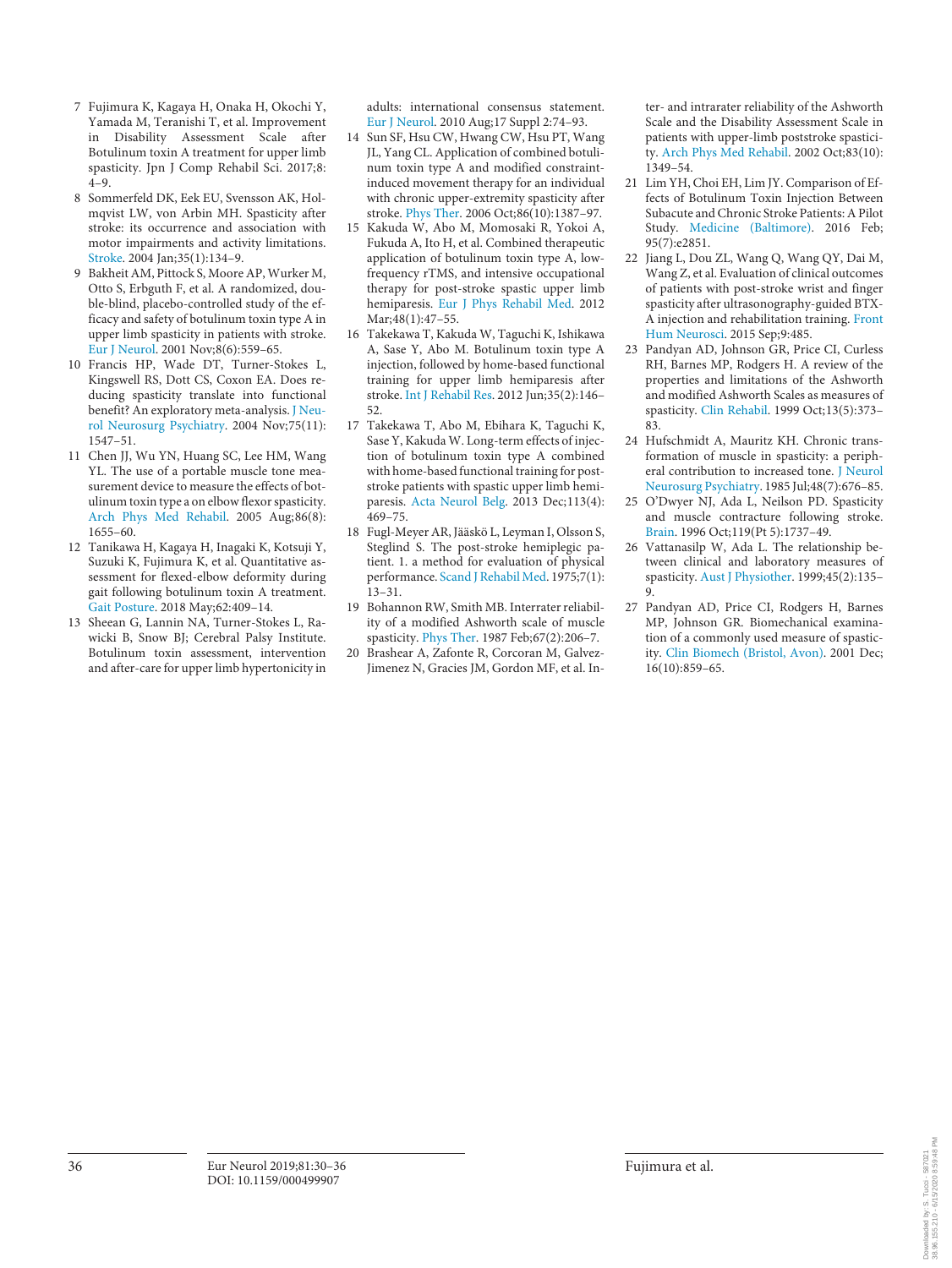7 Fujimura K, Kagaya H, Onaka H, Okochi Y, Yamada M, Teranishi T, et al. Improvement in Disability Assessment Scale after Botulinum toxin A treatment for upper limb spasticity. Jpn J Comp Rehabil Sci. 2017;8:4–9.

8 Sommerfeld DK, Eek EU, Svensson AK, Holmqvist LW, von Arbin MH. Spasticity after stroke: its occurrence and association with motor impairments and activity limitations. Stroke. 2004 Jan;35(1):134–9.

9 Bakheit AM, Pittock S, Moore AP, Wurker M, Otto S, Erbguth F, et al. A randomized, double-blind, placebo-controlled study of the efficacy and safety of botulinum toxin type A in upper limb spasticity in patients with stroke. Eur J Neurol. 2001 Nov;8(6):559–65.

10 Francis HP, Wade DT, Turner-Stokes L, Kingswell RS, Dott CS, Coxon EA. Does reducing spasticity translate into functional benefit? An exploratory meta-analysis. J Neurol Neurosurg Psychiatry. 2004 Nov;75(11):1547–51.

11 Chen JJ, Wu YN, Huang SC, Lee HM, Wang YL. The use of a portable muscle tone measurement device to measure the effects of botulinum toxin type a on elbow flexor spasticity. Arch Phys Med Rehabil. 2005 Aug;86(8):1655–60.

12 Tanikawa H, Kagaya H, Inagaki K, Kotsuji Y, Suzuki K, Fujimura K, et al. Quantitative assessment for flexed-elbow deformity during gait following botulinum toxin A treatment. Gait Posture. 2018 May;62:409–14.

13 Sheean G, Lannin NA, Turner-Stokes L, Rawicki B, Snow BJ; Cerebral Palsy Institute. Botulinum toxin assessment, intervention and after-care for upper limb hypertonicity in adults: international consensus statement. Eur J Neurol. 2010 Aug;17 Suppl 2:74–93.

14 Sun SF, Hsu CW, Hwang CW, Hsu PT, Wang JL, Yang CL. Application of combined botulinum toxin type A and modified constraint-induced movement therapy for an individual with chronic upper-extremity spasticity after stroke. Phys Ther. 2006 Oct;86(10):1387–97.

15 Kakuda W, Abo M, Momosaki R, Yokoi A, Fukuda A, Ito H, et al. Combined therapeutic application of botulinum toxin type A, low-frequency rTMS, and intensive occupational therapy for post-stroke spastic upper limb hemiparesis. Eur J Phys Rehabil Med. 2012 Mar;48(1):47–55.

16 Takekawa T, Kakuda W, Taguchi K, Ishikawa A, Sase Y, Abo M. Botulinum toxin type A injection, followed by home-based functional training for upper limb hemiparesis after stroke. Int J Rehabil Res. 2012 Jun;35(2):146–52.

17 Takekawa T, Abo M, Ebihara K, Taguchi K, Sase Y, Kakuda W. Long-term effects of injection of botulinum toxin type A combined with home-based functional training for post-stroke patients with spastic upper limb hemiparesis. Acta Neurol Belg. 2013 Dec;113(4):469–75.

18 Fugl-Meyer AR, Jääskö L, Leyman I, Olsson S, Steglind S. The post-stroke hemiplegic patient. 1. a method for evaluation of physical performance. Scand J Rehabil Med. 1975;7(1):13–31.

19 Bohannon RW, Smith MB. Interrater reliability of a modified Ashworth scale of muscle spasticity. Phys Ther. 1987 Feb;67(2):206–7.

20 Brashear A, Zafonte R, Corcoran M, Galvez-Jimenez N, Gracies JM, Gordon MF, et al. Inter- and intrarater reliability of the Ashworth Scale and the Disability Assessment Scale in patients with upper-limb poststroke spasticity. Arch Phys Med Rehabil. 2002 Oct;83(10):1349–54.

21 Lim YH, Choi EH, Lim JY. Comparison of Effects of Botulinum Toxin Injection Between Subacute and Chronic Stroke Patients: A Pilot Study. Medicine (Baltimore). 2016 Feb;95(7):e2851.

22 Jiang L, Dou ZL, Wang Q, Wang QY, Dai M, Wang Z, et al. Evaluation of clinical outcomes of patients with post-stroke wrist and finger spasticity after ultrasonography-guided BTX-A injection and rehabilitation training. Front Hum Neurosci. 2015 Sep;9:485.

23 Pandyan AD, Johnson GR, Price CI, Curless RH, Barnes MP, Rodgers H. A review of the properties and limitations of the Ashworth and modified Ashworth Scales as measures of spasticity. Clin Rehabil. 1999 Oct;13(5):373–83.

24 Hufschmidt A, Mauritz KH. Chronic transformation of muscle in spasticity: a peripheral contribution to increased tone. J Neurol Neurosurg Psychiatry. 1985 Jul;48(7):676–85.

25 O'Dwyer NJ, Ada L, Neilson PD. Spasticity and muscle contracture following stroke. Brain. 1996 Oct;119(Pt 5):1737–49.

26 Vattanasilp W, Ada L. The relationship between clinical and laboratory measures of spasticity. Aust J Physiother. 1999;45(2):135–9.

27 Pandyan AD, Price CI, Rodgers H, Barnes MP, Johnson GR. Biomechanical examination of a commonly used measure of spasticity. Clin Biomech (Bristol, Avon). 2001 Dec;16(10):859–65.